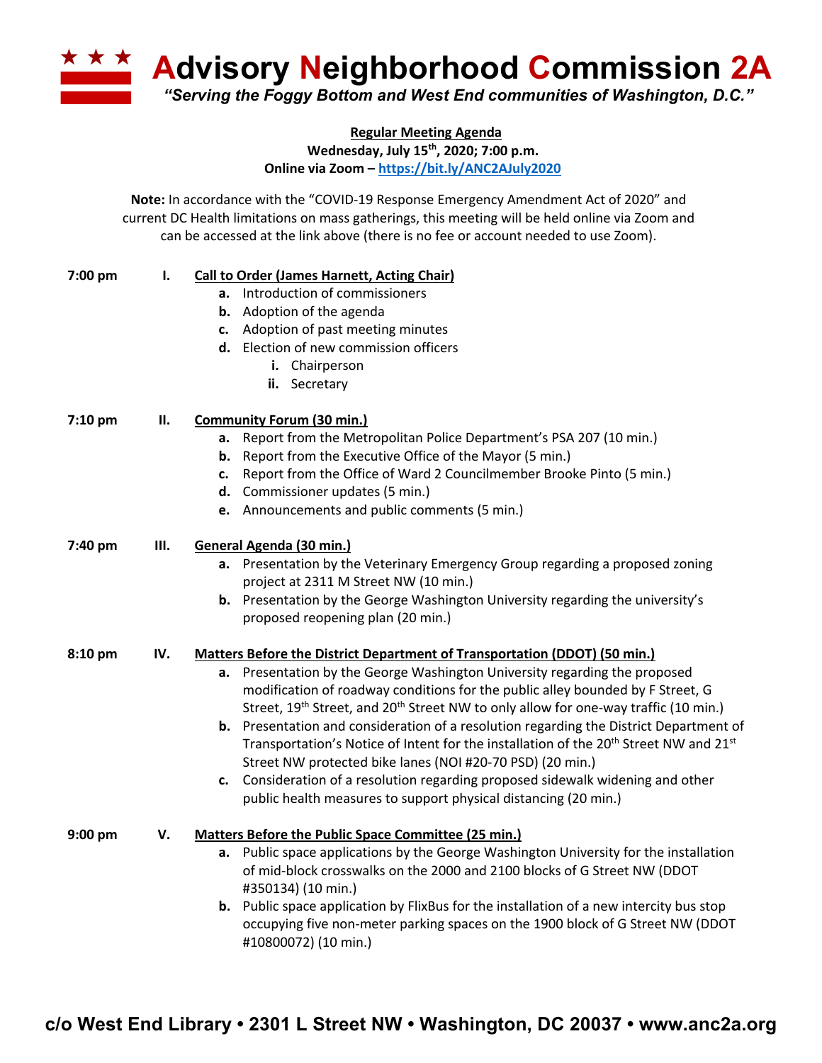# Advisory Neighborhood Commission 2A

*"Serving the Foggy Bottom and West End communities of Washington, D.C."*

**Regular Meeting Agenda**
**Wednesday, July 15th, 2020; 7:00 p.m.**
**Online via Zoom – https://bit.ly/ANC2AJuly2020**

**Note:** In accordance with the "COVID-19 Response Emergency Amendment Act of 2020" and current DC Health limitations on mass gatherings, this meeting will be held online via Zoom and can be accessed at the link above (there is no fee or account needed to use Zoom).

**7:00 pm — I. Call to Order (James Harnett, Acting Chair)**

- **a.** Introduction of commissioners
- **b.** Adoption of the agenda
- **c.** Adoption of past meeting minutes
- **d.** Election of new commission officers
  - **i.** Chairperson
  - **ii.** Secretary

**7:10 pm — II. Community Forum (30 min.)**

- **a.** Report from the Metropolitan Police Department's PSA 207 (10 min.)
- **b.** Report from the Executive Office of the Mayor (5 min.)
- **c.** Report from the Office of Ward 2 Councilmember Brooke Pinto (5 min.)
- **d.** Commissioner updates (5 min.)
- **e.** Announcements and public comments (5 min.)

**7:40 pm — III. General Agenda (30 min.)**

- **a.** Presentation by the Veterinary Emergency Group regarding a proposed zoning project at 2311 M Street NW (10 min.)
- **b.** Presentation by the George Washington University regarding the university's proposed reopening plan (20 min.)

**8:10 pm — IV. Matters Before the District Department of Transportation (DDOT) (50 min.)**

- **a.** Presentation by the George Washington University regarding the proposed modification of roadway conditions for the public alley bounded by F Street, G Street, 19th Street, and 20th Street NW to only allow for one-way traffic (10 min.)
- **b.** Presentation and consideration of a resolution regarding the District Department of Transportation's Notice of Intent for the installation of the 20th Street NW and 21st Street NW protected bike lanes (NOI #20-70 PSD) (20 min.)
- **c.** Consideration of a resolution regarding proposed sidewalk widening and other public health measures to support physical distancing (20 min.)

**9:00 pm — V. Matters Before the Public Space Committee (25 min.)**

- **a.** Public space applications by the George Washington University for the installation of mid-block crosswalks on the 2000 and 2100 blocks of G Street NW (DDOT #350134) (10 min.)
- **b.** Public space application by FlixBus for the installation of a new intercity bus stop occupying five non-meter parking spaces on the 1900 block of G Street NW (DDOT #10800072) (10 min.)

c/o West End Library • 2301 L Street NW • Washington, DC 20037 • www.anc2a.org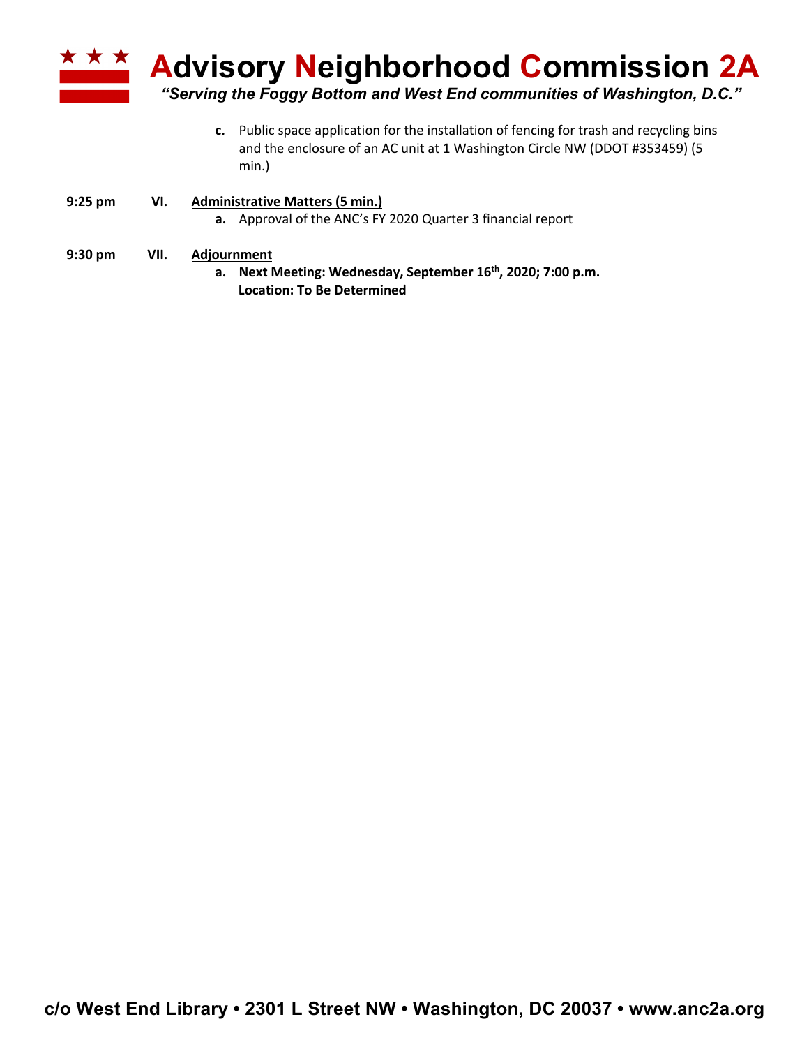c. Public space application for the installation of fencing for trash and recycling bins and the enclosure of an AC unit at 1 Washington Circle NW (DDOT #353459) (5 min.)

**9:25 pm** **VI.** **Administrative Matters (5 min.)**

a. Approval of the ANC's FY 2020 Quarter 3 financial report

**9:30 pm** **VII.** **Adjournment**

a. **Next Meeting: Wednesday, September 16th, 2020; 7:00 p.m.**
**Location: To Be Determined**